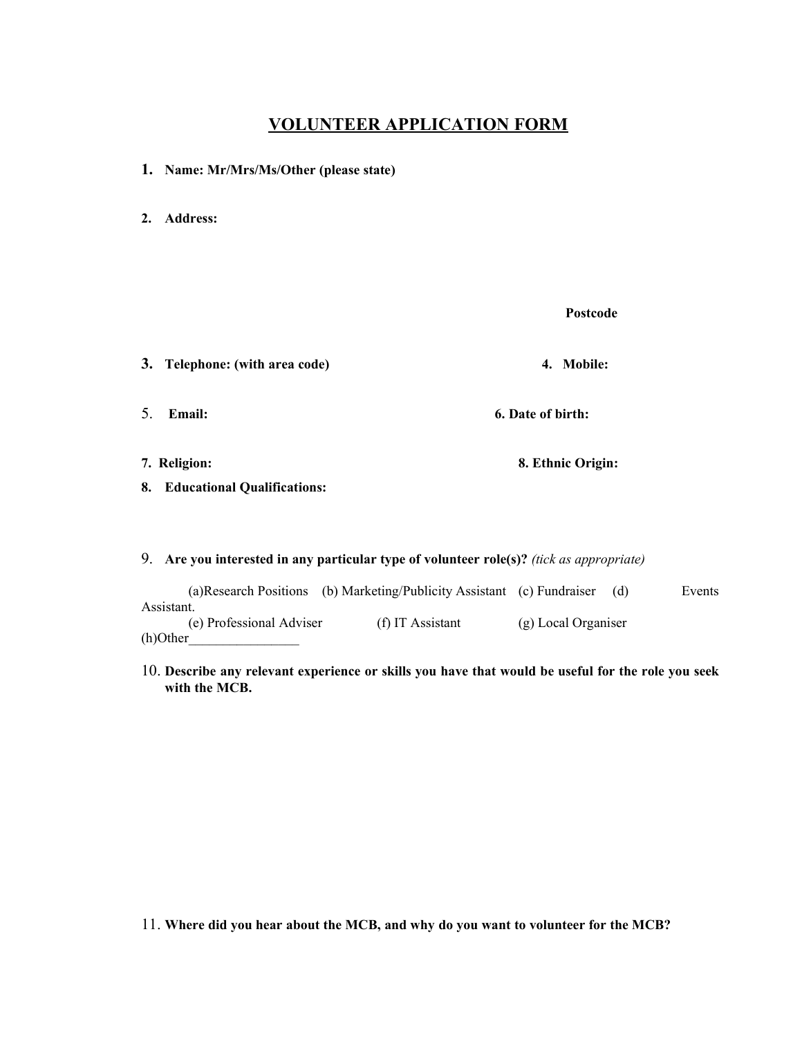# VOLUNTEER APPLICATION FORM

**1. Name: Mr/Mrs/Ms/Other (please state)**

**2. Address:**

**Postcode**

**3. Telephone: (with area code)** **4. Mobile:**

**5. Email:** **6. Date of birth:**

**7. Religion:** **8. Ethnic Origin:**

**8. Educational Qualifications:**

**9. Are you interested in any particular type of volunteer role(s)?** *(tick as appropriate)*

(a)Research Positions (b) Marketing/Publicity Assistant (c) Fundraiser (d) Events Assistant.
(e) Professional Adviser (f) IT Assistant (g) Local Organiser
(h)Other________________

**10. Describe any relevant experience or skills you have that would be useful for the role you seek with the MCB.**

**11. Where did you hear about the MCB, and why do you want to volunteer for the MCB?**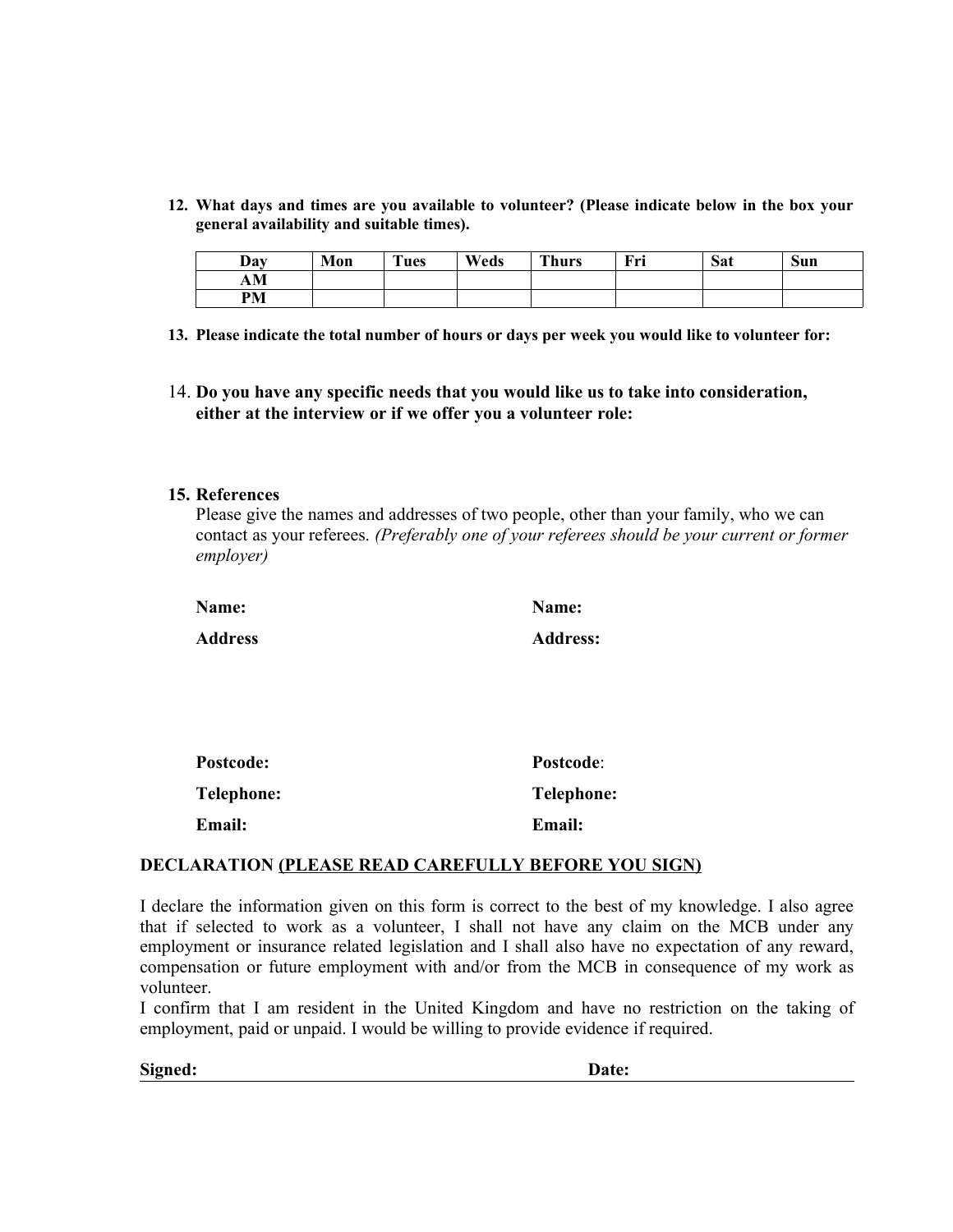**12. What days and times are you available to volunteer? (Please indicate below in the box your general availability and suitable times).**

| Day | Mon | Tues | Weds | Thurs | Fri | Sat | Sun |
|---|---|---|---|---|---|---|---|
| AM | | | | | | | |
| PM | | | | | | | |

**13. Please indicate the total number of hours or days per week you would like to volunteer for:**

14. **Do you have any specific needs that you would like us to take into consideration, either at the interview or if we offer you a volunteer role:**

**15. References**

Please give the names and addresses of two people, other than your family, who we can contact as your referees. *(Preferably one of your referees should be your current or former employer)*

**Name:**

**Address**

**Postcode:**

**Telephone:**

**Email:**

**Name:**

**Address:**

**Postcode**:

**Telephone:**

**Email:**

**DECLARATION** **(PLEASE READ CAREFULLY BEFORE YOU SIGN)**

I declare the information given on this form is correct to the best of my knowledge. I also agree that if selected to work as a volunteer, I shall not have any claim on the MCB under any employment or insurance related legislation and I shall also have no expectation of any reward, compensation or future employment with and/or from the MCB in consequence of my work as volunteer.

I confirm that I am resident in the United Kingdom and have no restriction on the taking of employment, paid or unpaid. I would be willing to provide evidence if required.

**Signed:** **Date:**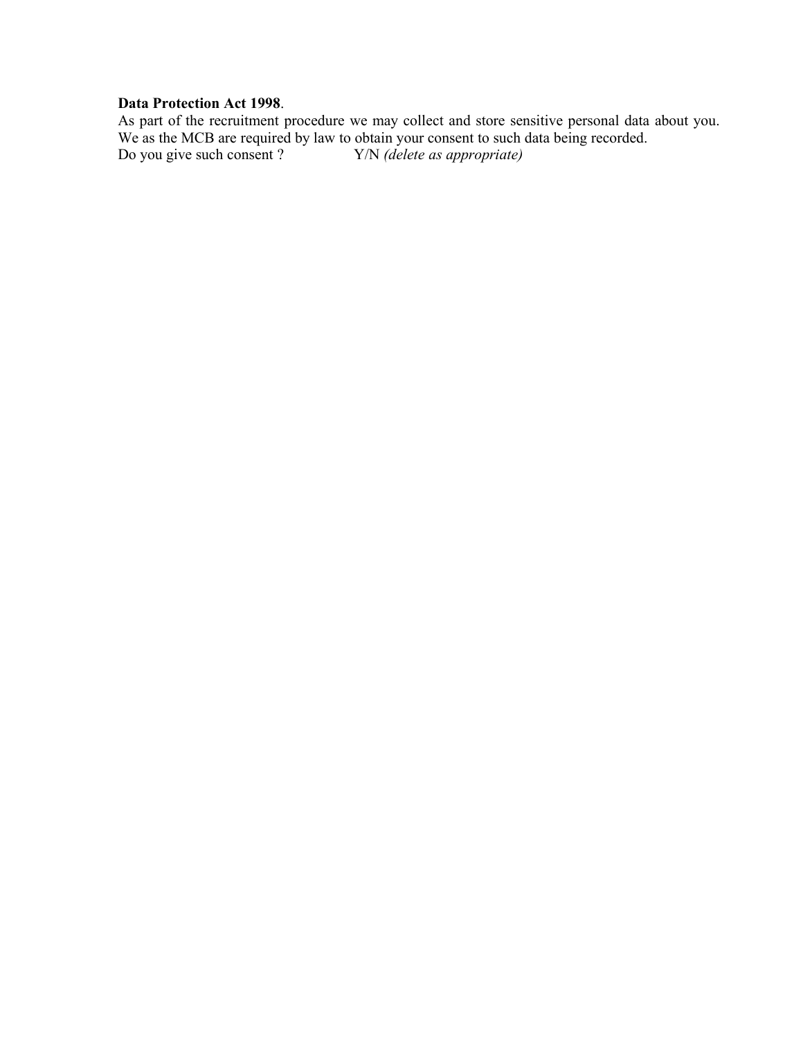**Data Protection Act 1998**.

As part of the recruitment procedure we may collect and store sensitive personal data about you. We as the MCB are required by law to obtain your consent to such data being recorded.

Do you give such consent ? Y/N *(delete as appropriate)*